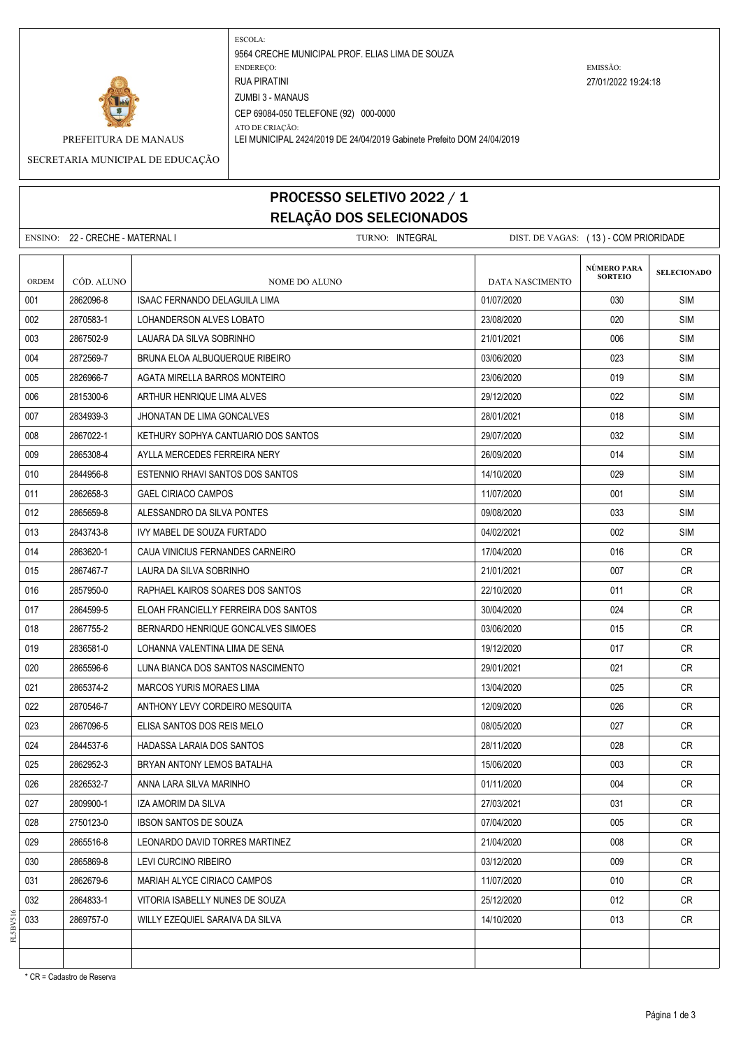PREFEITURA DE MANAUS

SECRETARIA MUNICIPAL DE EDUCAÇÃO

ESCOLA:
9564 CRECHE MUNICIPAL PROF. ELIAS LIMA DE SOUZA

ENDEREÇO:
RUA PIRATINI
ZUMBI 3 - MANAUS
CEP 69084-050 TELEFONE (92) 000-0000

ATO DE CRIAÇÃO:
LEI MUNICIPAL 2424/2019 DE 24/04/2019 Gabinete Prefeito DOM 24/04/2019

EMISSÃO:
27/01/2022 19:24:18

# PROCESSO SELETIVO 2022 / 1
## RELAÇÃO DOS SELECIONADOS

ENSINO: 22 - CRECHE - MATERNAL I TURNO: INTEGRAL DIST. DE VAGAS: ( 13 ) - COM PRIORIDADE

| ORDEM | CÓD. ALUNO | NOME DO ALUNO | DATA NASCIMENTO | NÚMERO PARA SORTEIO | SELECIONADO |
|---|---|---|---|---|---|
| 001 | 2862096-8 | ISAAC FERNANDO DELAGUILA LIMA | 01/07/2020 | 030 | SIM |
| 002 | 2870583-1 | LOHANDERSON ALVES LOBATO | 23/08/2020 | 020 | SIM |
| 003 | 2867502-9 | LAUARA DA SILVA SOBRINHO | 21/01/2021 | 006 | SIM |
| 004 | 2872569-7 | BRUNA ELOA ALBUQUERQUE RIBEIRO | 03/06/2020 | 023 | SIM |
| 005 | 2826966-7 | AGATA MIRELLA BARROS MONTEIRO | 23/06/2020 | 019 | SIM |
| 006 | 2815300-6 | ARTHUR HENRIQUE LIMA ALVES | 29/12/2020 | 022 | SIM |
| 007 | 2834939-3 | JHONATAN DE LIMA GONCALVES | 28/01/2021 | 018 | SIM |
| 008 | 2867022-1 | KETHURY SOPHYA CANTUARIO DOS SANTOS | 29/07/2020 | 032 | SIM |
| 009 | 2865308-4 | AYLLA MERCEDES FERREIRA NERY | 26/09/2020 | 014 | SIM |
| 010 | 2844956-8 | ESTENNIO RHAVI SANTOS DOS SANTOS | 14/10/2020 | 029 | SIM |
| 011 | 2862658-3 | GAEL CIRIACO CAMPOS | 11/07/2020 | 001 | SIM |
| 012 | 2865659-8 | ALESSANDRO DA SILVA PONTES | 09/08/2020 | 033 | SIM |
| 013 | 2843743-8 | IVY MABEL DE SOUZA FURTADO | 04/02/2021 | 002 | SIM |
| 014 | 2863620-1 | CAUA VINICIUS FERNANDES CARNEIRO | 17/04/2020 | 016 | CR |
| 015 | 2867467-7 | LAURA DA SILVA SOBRINHO | 21/01/2021 | 007 | CR |
| 016 | 2857950-0 | RAPHAEL KAIROS SOARES DOS SANTOS | 22/10/2020 | 011 | CR |
| 017 | 2864599-5 | ELOAH FRANCIELLY FERREIRA DOS SANTOS | 30/04/2020 | 024 | CR |
| 018 | 2867755-2 | BERNARDO HENRIQUE GONCALVES SIMOES | 03/06/2020 | 015 | CR |
| 019 | 2836581-0 | LOHANNA VALENTINA LIMA DE SENA | 19/12/2020 | 017 | CR |
| 020 | 2865596-6 | LUNA BIANCA DOS SANTOS NASCIMENTO | 29/01/2021 | 021 | CR |
| 021 | 2865374-2 | MARCOS YURIS MORAES LIMA | 13/04/2020 | 025 | CR |
| 022 | 2870546-7 | ANTHONY LEVY CORDEIRO MESQUITA | 12/09/2020 | 026 | CR |
| 023 | 2867096-5 | ELISA SANTOS DOS REIS MELO | 08/05/2020 | 027 | CR |
| 024 | 2844537-6 | HADASSA LARAIA DOS SANTOS | 28/11/2020 | 028 | CR |
| 025 | 2862952-3 | BRYAN ANTONY LEMOS BATALHA | 15/06/2020 | 003 | CR |
| 026 | 2826532-7 | ANNA LARA SILVA MARINHO | 01/11/2020 | 004 | CR |
| 027 | 2809900-1 | IZA AMORIM DA SILVA | 27/03/2021 | 031 | CR |
| 028 | 2750123-0 | IBSON SANTOS DE SOUZA | 07/04/2020 | 005 | CR |
| 029 | 2865516-8 | LEONARDO DAVID TORRES MARTINEZ | 21/04/2020 | 008 | CR |
| 030 | 2865869-8 | LEVI CURCINO RIBEIRO | 03/12/2020 | 009 | CR |
| 031 | 2862679-6 | MARIAH ALYCE CIRIACO CAMPOS | 11/07/2020 | 010 | CR |
| 032 | 2864833-1 | VITORIA ISABELLY NUNES DE SOUZA | 25/12/2020 | 012 | CR |
| 033 | 2869757-0 | WILLY EZEQUIEL SARAIVA DA SILVA | 14/10/2020 | 013 | CR |
| | | | | | |
| | | | | | |

\* CR = Cadastro de Reserva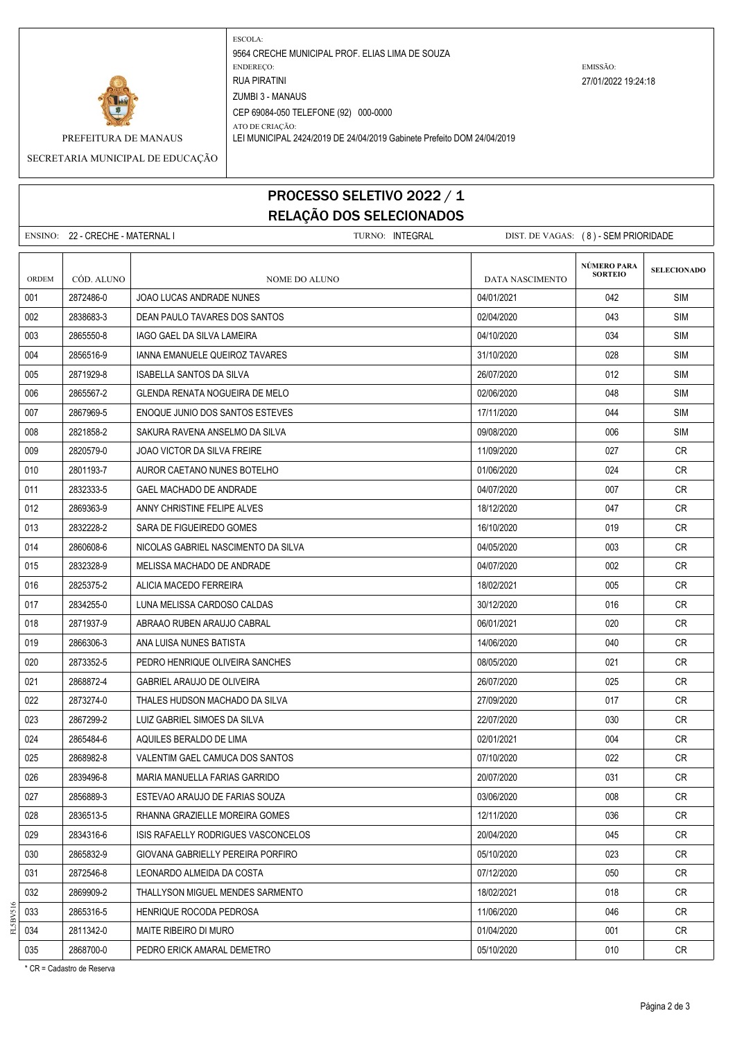PREFEITURA DE MANAUS

SECRETARIA MUNICIPAL DE EDUCAÇÃO

ESCOLA:
9564 CRECHE MUNICIPAL PROF. ELIAS LIMA DE SOUZA
ENDEREÇO:
RUA PIRATINI
ZUMBI 3 - MANAUS
CEP 69084-050 TELEFONE (92) 000-0000
ATO DE CRIAÇÃO:
LEI MUNICIPAL 2424/2019 DE 24/04/2019 Gabinete Prefeito DOM 24/04/2019

EMISSÃO:
27/01/2022 19:24:18

# PROCESSO SELETIVO 2022 / 1
## RELAÇÃO DOS SELECIONADOS

ENSINO: 22 - CRECHE - MATERNAL I TURNO: INTEGRAL DIST. DE VAGAS: ( 8 ) - SEM PRIORIDADE

| ORDEM | CÓD. ALUNO | NOME DO ALUNO | DATA NASCIMENTO | NÚMERO PARA SORTEIO | SELECIONADO |
|---|---|---|---|---|---|
| 001 | 2872486-0 | JOAO LUCAS ANDRADE NUNES | 04/01/2021 | 042 | SIM |
| 002 | 2838683-3 | DEAN PAULO TAVARES DOS SANTOS | 02/04/2020 | 043 | SIM |
| 003 | 2865550-8 | IAGO GAEL DA SILVA LAMEIRA | 04/10/2020 | 034 | SIM |
| 004 | 2856516-9 | IANNA EMANUELE QUEIROZ TAVARES | 31/10/2020 | 028 | SIM |
| 005 | 2871929-8 | ISABELLA SANTOS DA SILVA | 26/07/2020 | 012 | SIM |
| 006 | 2865567-2 | GLENDA RENATA NOGUEIRA DE MELO | 02/06/2020 | 048 | SIM |
| 007 | 2867969-5 | ENOQUE JUNIO DOS SANTOS ESTEVES | 17/11/2020 | 044 | SIM |
| 008 | 2821858-2 | SAKURA RAVENA ANSELMO DA SILVA | 09/08/2020 | 006 | SIM |
| 009 | 2820579-0 | JOAO VICTOR DA SILVA FREIRE | 11/09/2020 | 027 | CR |
| 010 | 2801193-7 | AUROR CAETANO NUNES BOTELHO | 01/06/2020 | 024 | CR |
| 011 | 2832333-5 | GAEL MACHADO DE ANDRADE | 04/07/2020 | 007 | CR |
| 012 | 2869363-9 | ANNY CHRISTINE FELIPE ALVES | 18/12/2020 | 047 | CR |
| 013 | 2832228-2 | SARA DE FIGUEIREDO GOMES | 16/10/2020 | 019 | CR |
| 014 | 2860608-6 | NICOLAS GABRIEL NASCIMENTO DA SILVA | 04/05/2020 | 003 | CR |
| 015 | 2832328-9 | MELISSA MACHADO DE ANDRADE | 04/07/2020 | 002 | CR |
| 016 | 2825375-2 | ALICIA MACEDO FERREIRA | 18/02/2021 | 005 | CR |
| 017 | 2834255-0 | LUNA MELISSA CARDOSO CALDAS | 30/12/2020 | 016 | CR |
| 018 | 2871937-9 | ABRAAO RUBEN ARAUJO CABRAL | 06/01/2021 | 020 | CR |
| 019 | 2866306-3 | ANA LUISA NUNES BATISTA | 14/06/2020 | 040 | CR |
| 020 | 2873352-5 | PEDRO HENRIQUE OLIVEIRA SANCHES | 08/05/2020 | 021 | CR |
| 021 | 2868872-4 | GABRIEL ARAUJO DE OLIVEIRA | 26/07/2020 | 025 | CR |
| 022 | 2873274-0 | THALES HUDSON MACHADO DA SILVA | 27/09/2020 | 017 | CR |
| 023 | 2867299-2 | LUIZ GABRIEL SIMOES DA SILVA | 22/07/2020 | 030 | CR |
| 024 | 2865484-6 | AQUILES BERALDO DE LIMA | 02/01/2021 | 004 | CR |
| 025 | 2868982-8 | VALENTIM GAEL CAMUCA DOS SANTOS | 07/10/2020 | 022 | CR |
| 026 | 2839496-8 | MARIA MANUELLA FARIAS GARRIDO | 20/07/2020 | 031 | CR |
| 027 | 2856889-3 | ESTEVAO ARAUJO DE FARIAS SOUZA | 03/06/2020 | 008 | CR |
| 028 | 2836513-5 | RHANNA GRAZIELLE MOREIRA GOMES | 12/11/2020 | 036 | CR |
| 029 | 2834316-6 | ISIS RAFAELLY RODRIGUES VASCONCELOS | 20/04/2020 | 045 | CR |
| 030 | 2865832-9 | GIOVANA GABRIELLY PEREIRA PORFIRO | 05/10/2020 | 023 | CR |
| 031 | 2872546-8 | LEONARDO ALMEIDA DA COSTA | 07/12/2020 | 050 | CR |
| 032 | 2869909-2 | THALLYSON MIGUEL MENDES SARMENTO | 18/02/2021 | 018 | CR |
| 033 | 2865316-5 | HENRIQUE ROCODA PEDROSA | 11/06/2020 | 046 | CR |
| 034 | 2811342-0 | MAITE RIBEIRO DI MURO | 01/04/2020 | 001 | CR |
| 035 | 2868700-0 | PEDRO ERICK AMARAL DEMETRO | 05/10/2020 | 010 | CR |

* CR = Cadastro de Reserva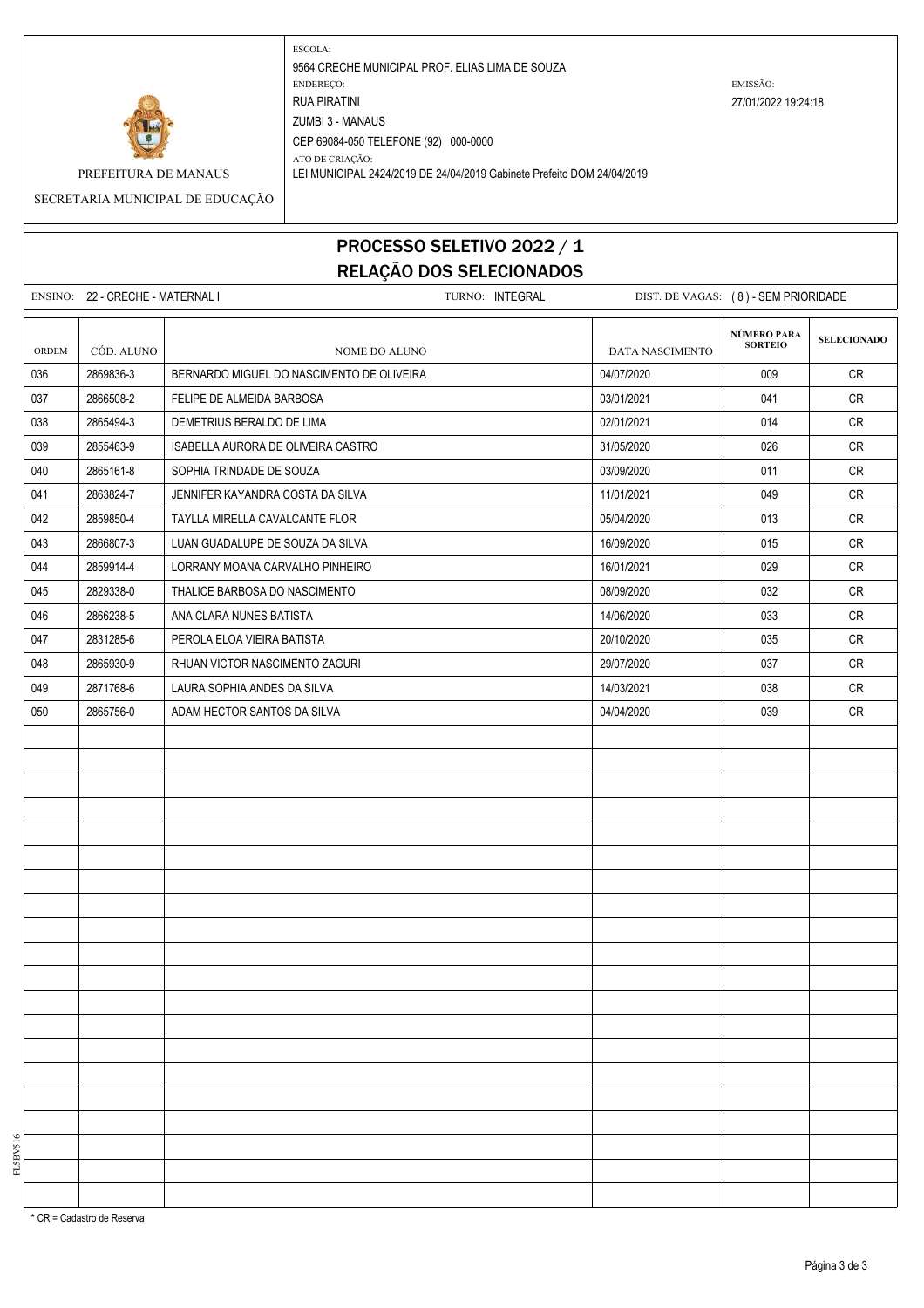PREFEITURA DE MANAUS

SECRETARIA MUNICIPAL DE EDUCAÇÃO

ESCOLA:
9564 CRECHE MUNICIPAL PROF. ELIAS LIMA DE SOUZA
ENDEREÇO:
RUA PIRATINI
ZUMBI 3 - MANAUS
CEP 69084-050 TELEFONE (92) 000-0000
ATO DE CRIAÇÃO:
LEI MUNICIPAL 2424/2019 DE 24/04/2019 Gabinete Prefeito DOM 24/04/2019

EMISSÃO:
27/01/2022 19:24:18

# PROCESSO SELETIVO 2022 / 1
## RELAÇÃO DOS SELECIONADOS

ENSINO: 22 - CRECHE - MATERNAL I    TURNO: INTEGRAL    DIST. DE VAGAS: ( 8 ) - SEM PRIORIDADE

| ORDEM | CÓD. ALUNO | NOME DO ALUNO | DATA NASCIMENTO | NÚMERO PARA SORTEIO | SELECIONADO |
|---|---|---|---|---|---|
| 036 | 2869836-3 | BERNARDO MIGUEL DO NASCIMENTO DE OLIVEIRA | 04/07/2020 | 009 | CR |
| 037 | 2866508-2 | FELIPE DE ALMEIDA BARBOSA | 03/01/2021 | 041 | CR |
| 038 | 2865494-3 | DEMETRIUS BERALDO DE LIMA | 02/01/2021 | 014 | CR |
| 039 | 2855463-9 | ISABELLA AURORA DE OLIVEIRA CASTRO | 31/05/2020 | 026 | CR |
| 040 | 2865161-8 | SOPHIA TRINDADE DE SOUZA | 03/09/2020 | 011 | CR |
| 041 | 2863824-7 | JENNIFER KAYANDRA COSTA DA SILVA | 11/01/2021 | 049 | CR |
| 042 | 2859850-4 | TAYLLA MIRELLA CAVALCANTE FLOR | 05/04/2020 | 013 | CR |
| 043 | 2866807-3 | LUAN GUADALUPE DE SOUZA DA SILVA | 16/09/2020 | 015 | CR |
| 044 | 2859914-4 | LORRANY MOANA CARVALHO PINHEIRO | 16/01/2021 | 029 | CR |
| 045 | 2829338-0 | THALICE BARBOSA DO NASCIMENTO | 08/09/2020 | 032 | CR |
| 046 | 2866238-5 | ANA CLARA NUNES BATISTA | 14/06/2020 | 033 | CR |
| 047 | 2831285-6 | PEROLA ELOA VIEIRA BATISTA | 20/10/2020 | 035 | CR |
| 048 | 2865930-9 | RHUAN VICTOR NASCIMENTO ZAGURI | 29/07/2020 | 037 | CR |
| 049 | 2871768-6 | LAURA SOPHIA ANDES DA SILVA | 14/03/2021 | 038 | CR |
| 050 | 2865756-0 | ADAM HECTOR SANTOS DA SILVA | 04/04/2020 | 039 | CR |

FL5BV516

* CR = Cadastro de Reserva